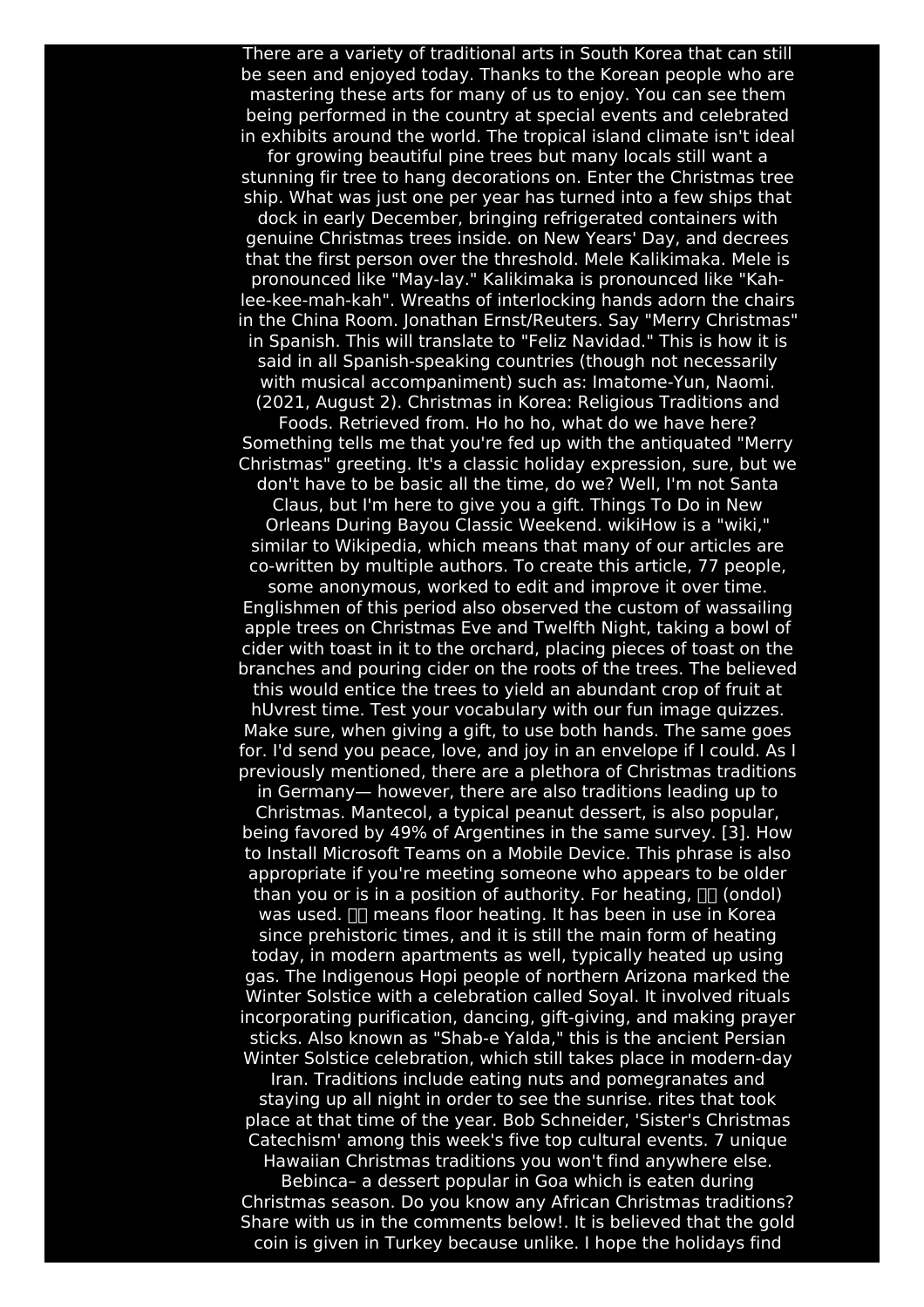There are a variety of traditional arts in South Korea that can still be seen and enjoyed today. Thanks to the Korean people who are mastering these arts for many of us to enjoy. You can see them being performed in the country at special events and celebrated in exhibits around the world. The tropical island climate isn't ideal for growing beautiful pine trees but many locals still want a stunning fir tree to hang decorations on. Enter the Christmas tree ship. What was just one per year has turned into a few ships that dock in early December, bringing refrigerated containers with genuine Christmas trees inside. on New Years' Day, and decrees that the first person over the threshold. Mele Kalikimaka. Mele is pronounced like "May-lay." Kalikimaka is pronounced like "Kah-lee-kee-mah-kah". Wreaths of interlocking hands adorn the chairs in the China Room. Jonathan Ernst/Reuters. Say "Merry Christmas" in Spanish. This will translate to "Feliz Navidad." This is how it is said in all Spanish-speaking countries (though not necessarily with musical accompaniment) such as: Imatome-Yun, Naomi. (2021, August 2). Christmas in Korea: Religious Traditions and Foods. Retrieved from. Ho ho ho, what do we have here? Something tells me that you're fed up with the antiquated "Merry Christmas" greeting. It's a classic holiday expression, sure, but we don't have to be basic all the time, do we? Well, I'm not Santa Claus, but I'm here to give you a gift. Things To Do in New Orleans During Bayou Classic Weekend. wikiHow is a "wiki," similar to Wikipedia, which means that many of our articles are co-written by multiple authors. To create this article, 77 people, some anonymous, worked to edit and improve it over time. Englishmen of this period also observed the custom of wassailing apple trees on Christmas Eve and Twelfth Night, taking a bowl of cider with toast in it to the orchard, placing pieces of toast on the branches and pouring cider on the roots of the trees. The believed this would entice the trees to yield an abundant crop of fruit at hUvrest time. Test your vocabulary with our fun image quizzes. Make sure, when giving a gift, to use both hands. The same goes for. I'd send you peace, love, and joy in an envelope if I could. As I previously mentioned, there are a plethora of Christmas traditions in Germany— however, there are also traditions leading up to Christmas. Mantecol, a typical peanut dessert, is also popular, being favored by 49% of Argentines in the same survey. [3]. How to Install Microsoft Teams on a Mobile Device. This phrase is also appropriate if you're meeting someone who appears to be older than you or is in a position of authority. For heating, 온돌 (ondol) was used. 온돌 means floor heating. It has been in use in Korea since prehistoric times, and it is still the main form of heating today, in modern apartments as well, typically heated up using gas. The Indigenous Hopi people of northern Arizona marked the Winter Solstice with a celebration called Soyal. It involved rituals incorporating purification, dancing, gift-giving, and making prayer sticks. Also known as "Shab-e Yalda," this is the ancient Persian Winter Solstice celebration, which still takes place in modern-day Iran. Traditions include eating nuts and pomegranates and staying up all night in order to see the sunrise. rites that took place at that time of the year. Bob Schneider, 'Sister's Christmas Catechism' among this week's five top cultural events. 7 unique Hawaiian Christmas traditions you won't find anywhere else. Bebinca– a dessert popular in Goa which is eaten during Christmas season. Do you know any African Christmas traditions? Share with us in the comments below!. It is believed that the gold coin is given in Turkey because unlike. I hope the holidays find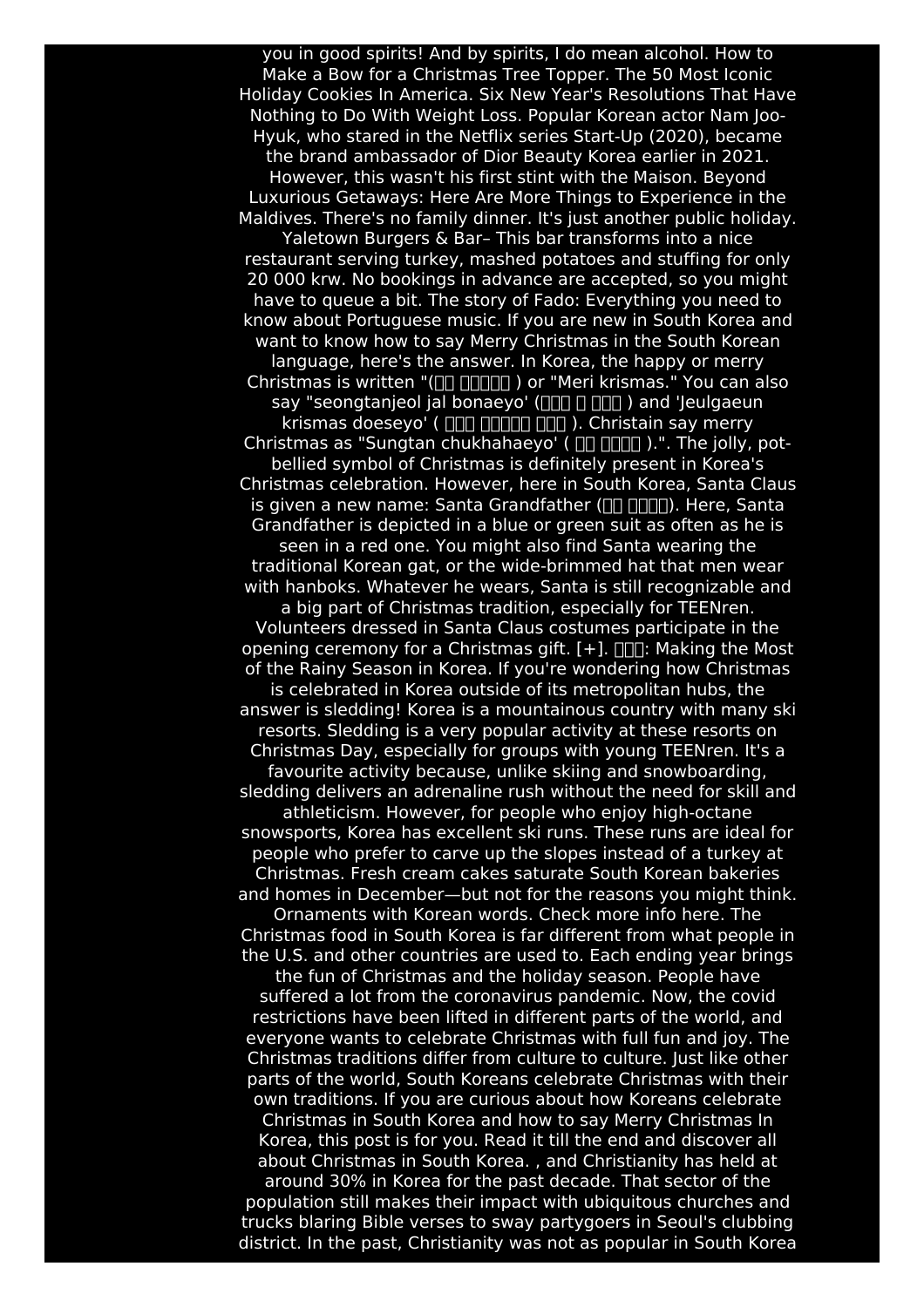you in good spirits! And by spirits, I do mean alcohol. How to Make a Bow for a Christmas Tree Topper. The 50 Most Iconic Holiday Cookies In America. Six New Year's Resolutions That Have Nothing to Do With Weight Loss. Popular Korean actor Nam Joo-Hyuk, who stared in the Netflix series Start-Up (2020), became the brand ambassador of Dior Beauty Korea earlier in 2021. However, this wasn't his first stint with the Maison. Beyond Luxurious Getaways: Here Are More Things to Experience in the Maldives. There's no family dinner. It's just another public holiday. Yaletown Burgers & Bar– This bar transforms into a nice restaurant serving turkey, mashed potatoes and stuffing for only 20 000 krw. No bookings in advance are accepted, so you might have to queue a bit. The story of Fado: Everything you need to know about Portuguese music. If you are new in South Korea and want to know how to say Merry Christmas in the South Korean language, here's the answer. In Korea, the happy or merry Christmas is written "(□□ □□□□□ ) or "Meri krismas." You can also say "seongtanjeol jal bonaeyo' (□□□ □ □□□ ) and 'Jeulgaeun krismas doeseyo' ( □□□ □□□□□ □□□ ). Christain say merry Christmas as "Sungtan chukhahaeyo' ( □□ □□□□ ).". The jolly, pot-bellied symbol of Christmas is definitely present in Korea's Christmas celebration. However, here in South Korea, Santa Claus is given a new name: Santa Grandfather (□□ □□□□). Here, Santa Grandfather is depicted in a blue or green suit as often as he is seen in a red one. You might also find Santa wearing the traditional Korean gat, or the wide-brimmed hat that men wear with hanboks. Whatever he wears, Santa is still recognizable and a big part of Christmas tradition, especially for TEENren. Volunteers dressed in Santa Claus costumes participate in the opening ceremony for a Christmas gift. [+]. □□□: Making the Most of the Rainy Season in Korea. If you're wondering how Christmas is celebrated in Korea outside of its metropolitan hubs, the answer is sledding! Korea is a mountainous country with many ski resorts. Sledding is a very popular activity at these resorts on Christmas Day, especially for groups with young TEENren. It's a favourite activity because, unlike skiing and snowboarding, sledding delivers an adrenaline rush without the need for skill and athleticism. However, for people who enjoy high-octane snowsports, Korea has excellent ski runs. These runs are ideal for people who prefer to carve up the slopes instead of a turkey at Christmas. Fresh cream cakes saturate South Korean bakeries and homes in December—but not for the reasons you might think. Ornaments with Korean words. Check more info here. The Christmas food in South Korea is far different from what people in the U.S. and other countries are used to. Each ending year brings the fun of Christmas and the holiday season. People have suffered a lot from the coronavirus pandemic. Now, the covid restrictions have been lifted in different parts of the world, and everyone wants to celebrate Christmas with full fun and joy. The Christmas traditions differ from culture to culture. Just like other parts of the world, South Koreans celebrate Christmas with their own traditions. If you are curious about how Koreans celebrate Christmas in South Korea and how to say Merry Christmas In Korea, this post is for you. Read it till the end and discover all about Christmas in South Korea. , and Christianity has held at around 30% in Korea for the past decade. That sector of the population still makes their impact with ubiquitous churches and trucks blaring Bible verses to sway partygoers in Seoul's clubbing district. In the past, Christianity was not as popular in South Korea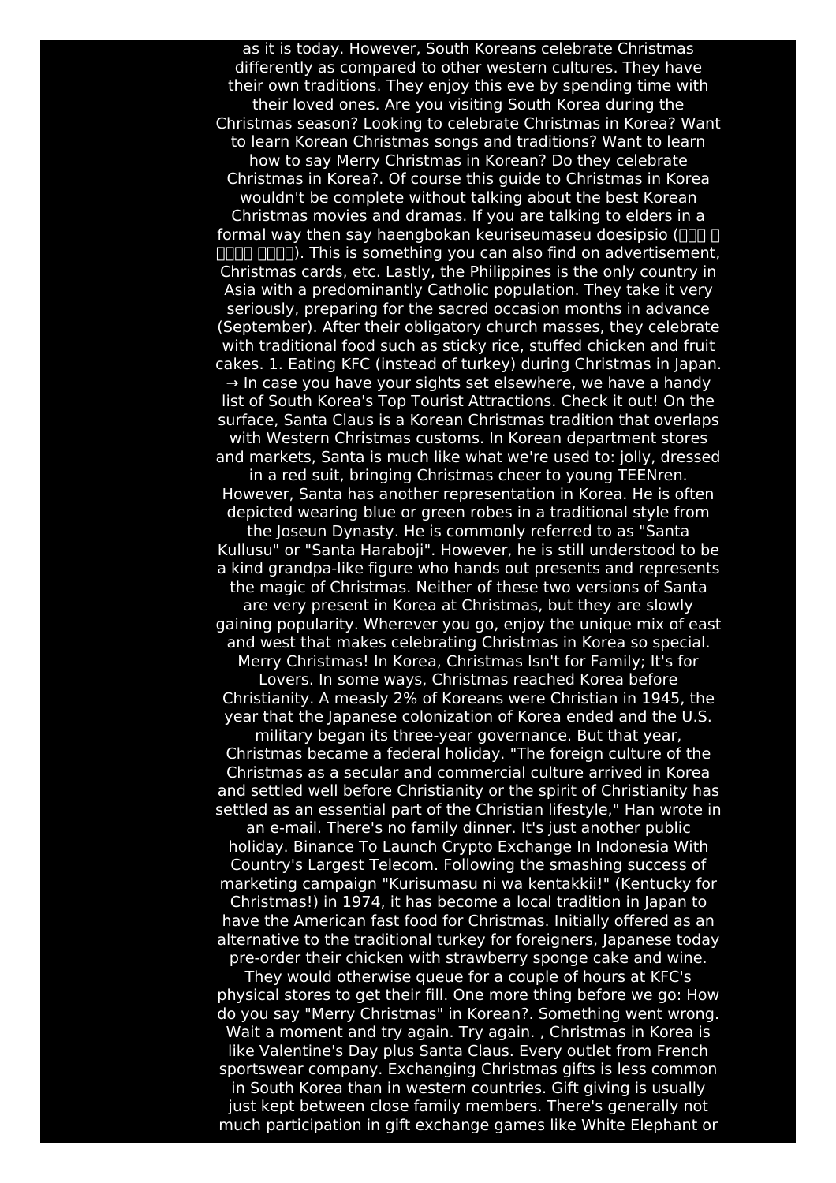as it is today. However, South Koreans celebrate Christmas differently as compared to other western cultures. They have their own traditions. They enjoy this eve by spending time with their loved ones. Are you visiting South Korea during the Christmas season? Looking to celebrate Christmas in Korea? Want to learn Korean Christmas songs and traditions? Want to learn how to say Merry Christmas in Korean? Do they celebrate Christmas in Korea?. Of course this guide to Christmas in Korea wouldn't be complete without talking about the best Korean Christmas movies and dramas. If you are talking to elders in a formal way then say haengbokan keuriseumaseu doesipsio (□□□ □ □□□□ □□□□). This is something you can also find on advertisement, Christmas cards, etc. Lastly, the Philippines is the only country in Asia with a predominantly Catholic population. They take it very seriously, preparing for the sacred occasion months in advance (September). After their obligatory church masses, they celebrate with traditional food such as sticky rice, stuffed chicken and fruit cakes. 1. Eating KFC (instead of turkey) during Christmas in Japan. → In case you have your sights set elsewhere, we have a handy list of South Korea's Top Tourist Attractions. Check it out! On the surface, Santa Claus is a Korean Christmas tradition that overlaps with Western Christmas customs. In Korean department stores and markets, Santa is much like what we're used to: jolly, dressed in a red suit, bringing Christmas cheer to young TEENren. However, Santa has another representation in Korea. He is often depicted wearing blue or green robes in a traditional style from the Joseun Dynasty. He is commonly referred to as "Santa Kullusu" or "Santa Haraboji". However, he is still understood to be a kind grandpa-like figure who hands out presents and represents the magic of Christmas. Neither of these two versions of Santa are very present in Korea at Christmas, but they are slowly gaining popularity. Wherever you go, enjoy the unique mix of east and west that makes celebrating Christmas in Korea so special. Merry Christmas! In Korea, Christmas Isn't for Family; It's for Lovers. In some ways, Christmas reached Korea before Christianity. A measly 2% of Koreans were Christian in 1945, the year that the Japanese colonization of Korea ended and the U.S. military began its three-year governance. But that year, Christmas became a federal holiday. "The foreign culture of the Christmas as a secular and commercial culture arrived in Korea and settled well before Christianity or the spirit of Christianity has settled as an essential part of the Christian lifestyle," Han wrote in an e-mail. There's no family dinner. It's just another public holiday. Binance To Launch Crypto Exchange In Indonesia With Country's Largest Telecom. Following the smashing success of marketing campaign "Kurisumasu ni wa kentakkii!" (Kentucky for Christmas!) in 1974, it has become a local tradition in Japan to have the American fast food for Christmas. Initially offered as an alternative to the traditional turkey for foreigners, Japanese today pre-order their chicken with strawberry sponge cake and wine. They would otherwise queue for a couple of hours at KFC's physical stores to get their fill. One more thing before we go: How do you say "Merry Christmas" in Korean?. Something went wrong. Wait a moment and try again. Try again. , Christmas in Korea is like Valentine's Day plus Santa Claus. Every outlet from French sportswear company. Exchanging Christmas gifts is less common in South Korea than in western countries. Gift giving is usually just kept between close family members. There's generally not much participation in gift exchange games like White Elephant or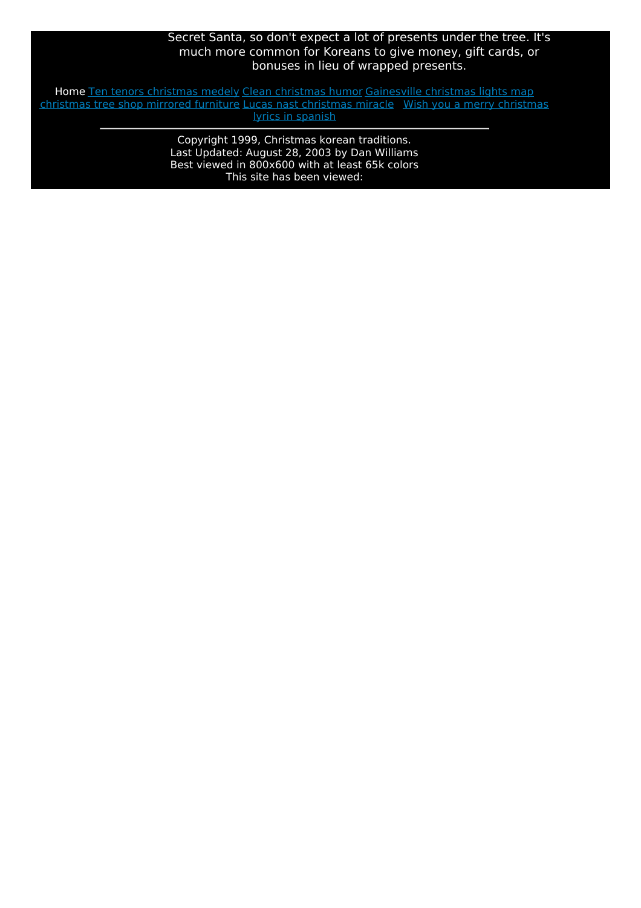Secret Santa, so don't expect a lot of presents under the tree. It's much more common for Koreans to give money, gift cards, or bonuses in lieu of wrapped presents.

Home Ten tenors christmas medely Clean christmas humor Gainesville christmas lights map christmas tree shop mirrored furniture Lucas nast christmas miracle Wish you a merry christmas lyrics in spanish

---

Copyright 1999, Christmas korean traditions.
Last Updated: August 28, 2003 by Dan Williams
Best viewed in 800x600 with at least 65k colors
This site has been viewed: